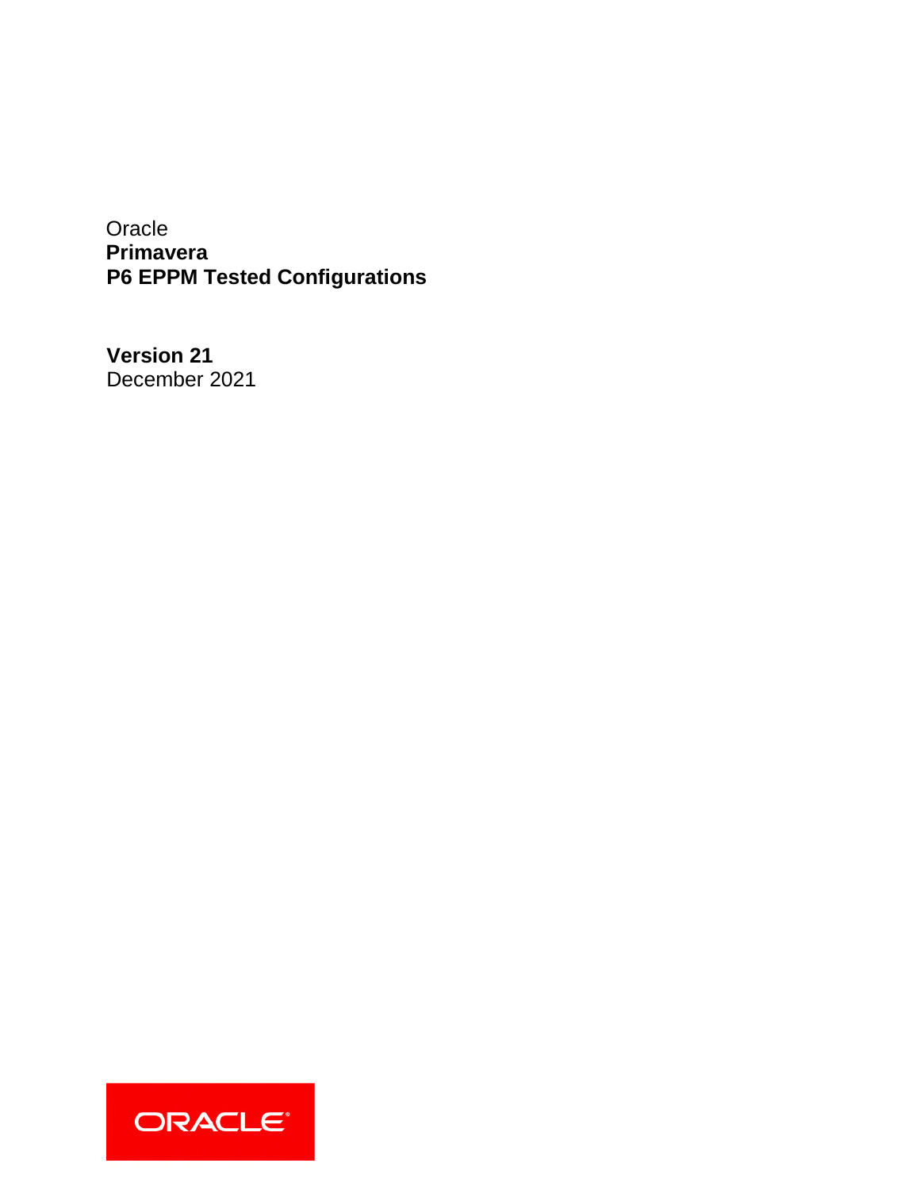Oracle

# Primavera
# P6 EPPM Tested Configurations

**Version 21**

December 2021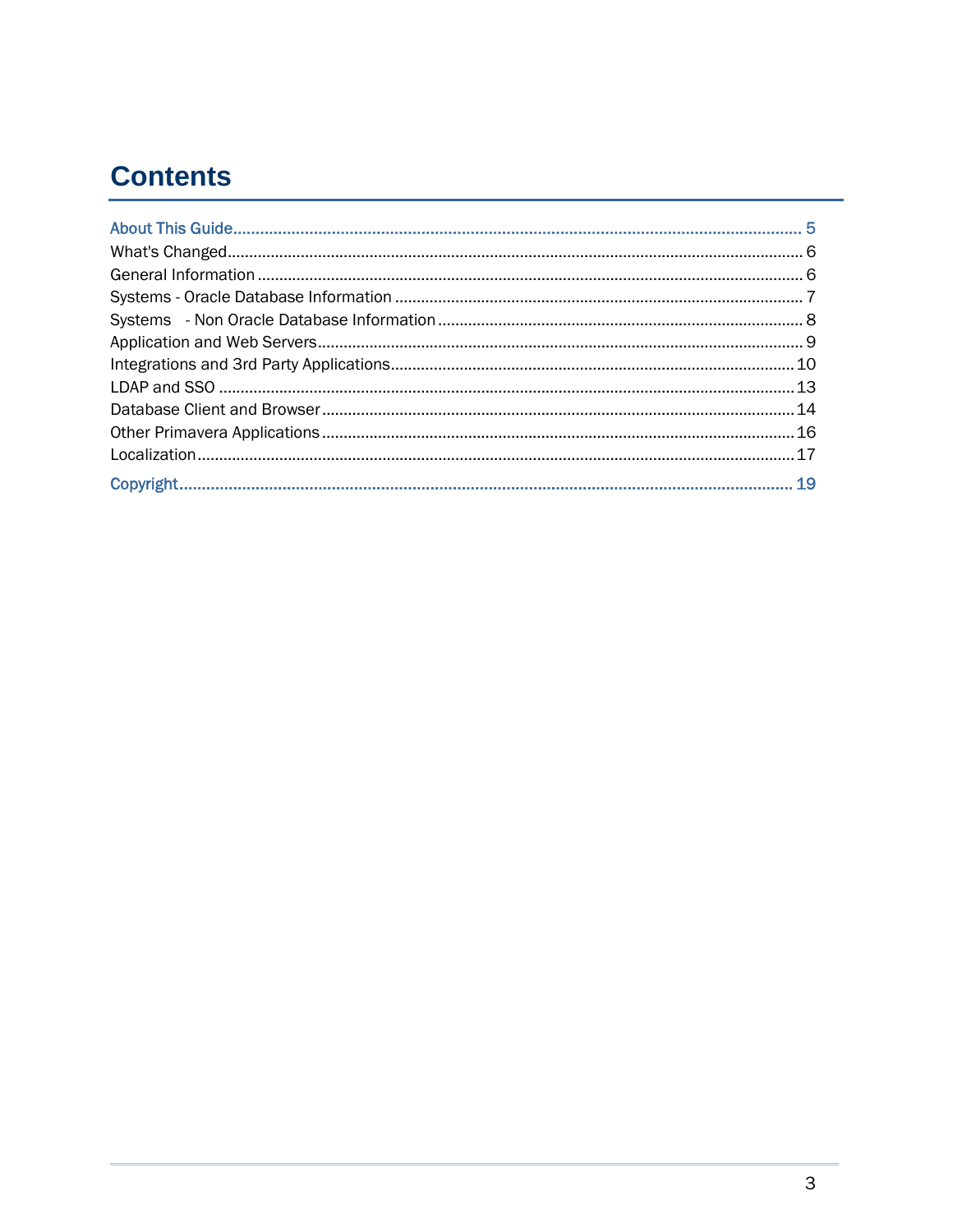# Contents

About This Guide ........................................................................................................ 5

What's Changed ........................................................................................................ 6

General Information ........................................................................................................ 6

Systems - Oracle Database Information ........................................................................................................ 7

Systems - Non Oracle Database Information ........................................................................................................ 8

Application and Web Servers ........................................................................................................ 9

Integrations and 3rd Party Applications ........................................................................................................ 10

LDAP and SSO ........................................................................................................ 13

Database Client and Browser ........................................................................................................ 14

Other Primavera Applications ........................................................................................................ 16

Localization ........................................................................................................ 17

Copyright ........................................................................................................ 19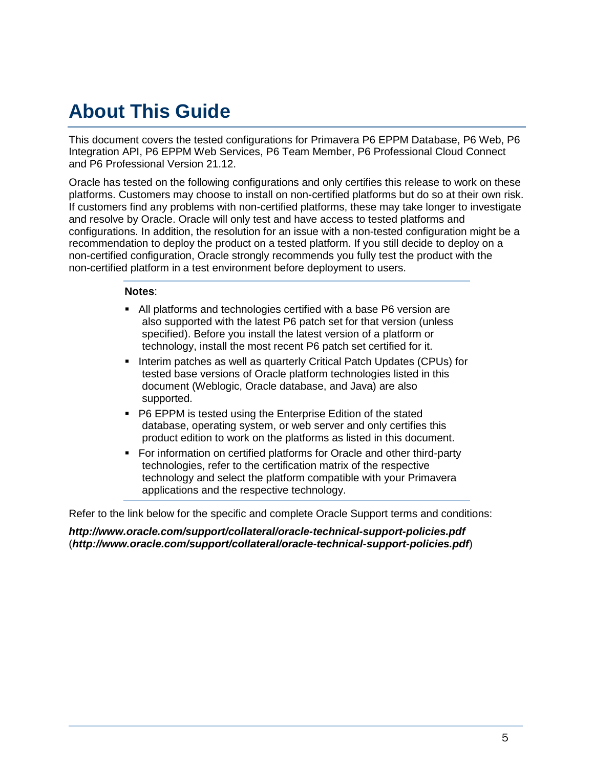# About This Guide

This document covers the tested configurations for Primavera P6 EPPM Database, P6 Web, P6 Integration API, P6 EPPM Web Services, P6 Team Member, P6 Professional Cloud Connect and P6 Professional Version 21.12.

Oracle has tested on the following configurations and only certifies this release to work on these platforms. Customers may choose to install on non-certified platforms but do so at their own risk. If customers find any problems with non-certified platforms, these may take longer to investigate and resolve by Oracle. Oracle will only test and have access to tested platforms and configurations. In addition, the resolution for an issue with a non-tested configuration might be a recommendation to deploy the product on a tested platform. If you still decide to deploy on a non-certified configuration, Oracle strongly recommends you fully test the product with the non-certified platform in a test environment before deployment to users.

**Notes**:

- All platforms and technologies certified with a base P6 version are also supported with the latest P6 patch set for that version (unless specified). Before you install the latest version of a platform or technology, install the most recent P6 patch set certified for it.
- Interim patches as well as quarterly Critical Patch Updates (CPUs) for tested base versions of Oracle platform technologies listed in this document (Weblogic, Oracle database, and Java) are also supported.
- P6 EPPM is tested using the Enterprise Edition of the stated database, operating system, or web server and only certifies this product edition to work on the platforms as listed in this document.
- For information on certified platforms for Oracle and other third-party technologies, refer to the certification matrix of the respective technology and select the platform compatible with your Primavera applications and the respective technology.

Refer to the link below for the specific and complete Oracle Support terms and conditions:

***http://www.oracle.com/support/collateral/oracle-technical-support-policies.pdf***
(***http://www.oracle.com/support/collateral/oracle-technical-support-policies.pdf***)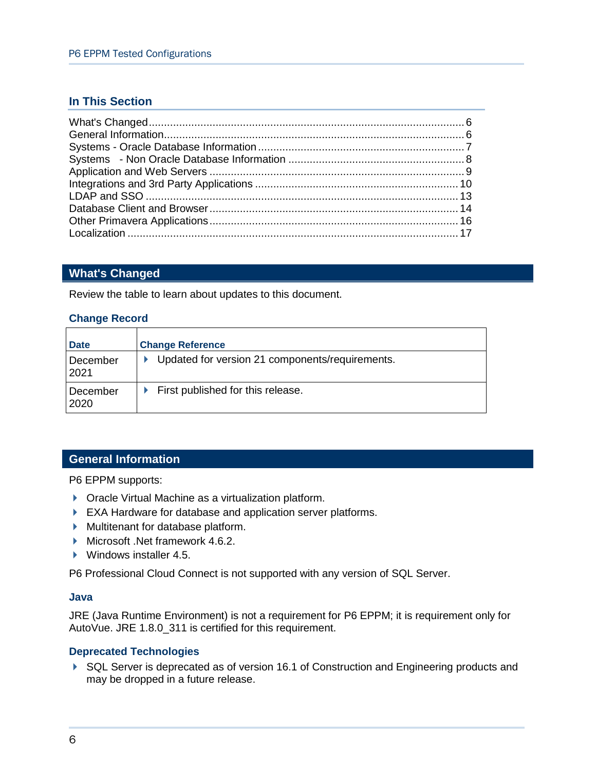## In This Section

What's Changed ........................................................................................................ 6
General Information ................................................................................................... 6
Systems - Oracle Database Information .................................................................... 7
Systems - Non Oracle Database Information ........................................................... 8
Application and Web Servers .................................................................................... 9
Integrations and 3rd Party Applications .................................................................. 10
LDAP and SSO ........................................................................................................ 13
Database Client and Browser .................................................................................. 14
Other Primavera Applications .................................................................................. 16
Localization ............................................................................................................. 17

## What's Changed

Review the table to learn about updates to this document.

### Change Record

| Date | Change Reference |
|---|---|
| December 2021 | - Updated for version 21 components/requirements. |
| December 2020 | - First published for this release. |

## General Information

P6 EPPM supports:

- Oracle Virtual Machine as a virtualization platform.
- EXA Hardware for database and application server platforms.
- Multitenant for database platform.
- Microsoft .Net framework 4.6.2.
- Windows installer 4.5.

P6 Professional Cloud Connect is not supported with any version of SQL Server.

### Java

JRE (Java Runtime Environment) is not a requirement for P6 EPPM; it is requirement only for AutoVue. JRE 1.8.0_311 is certified for this requirement.

### Deprecated Technologies

- SQL Server is deprecated as of version 16.1 of Construction and Engineering products and may be dropped in a future release.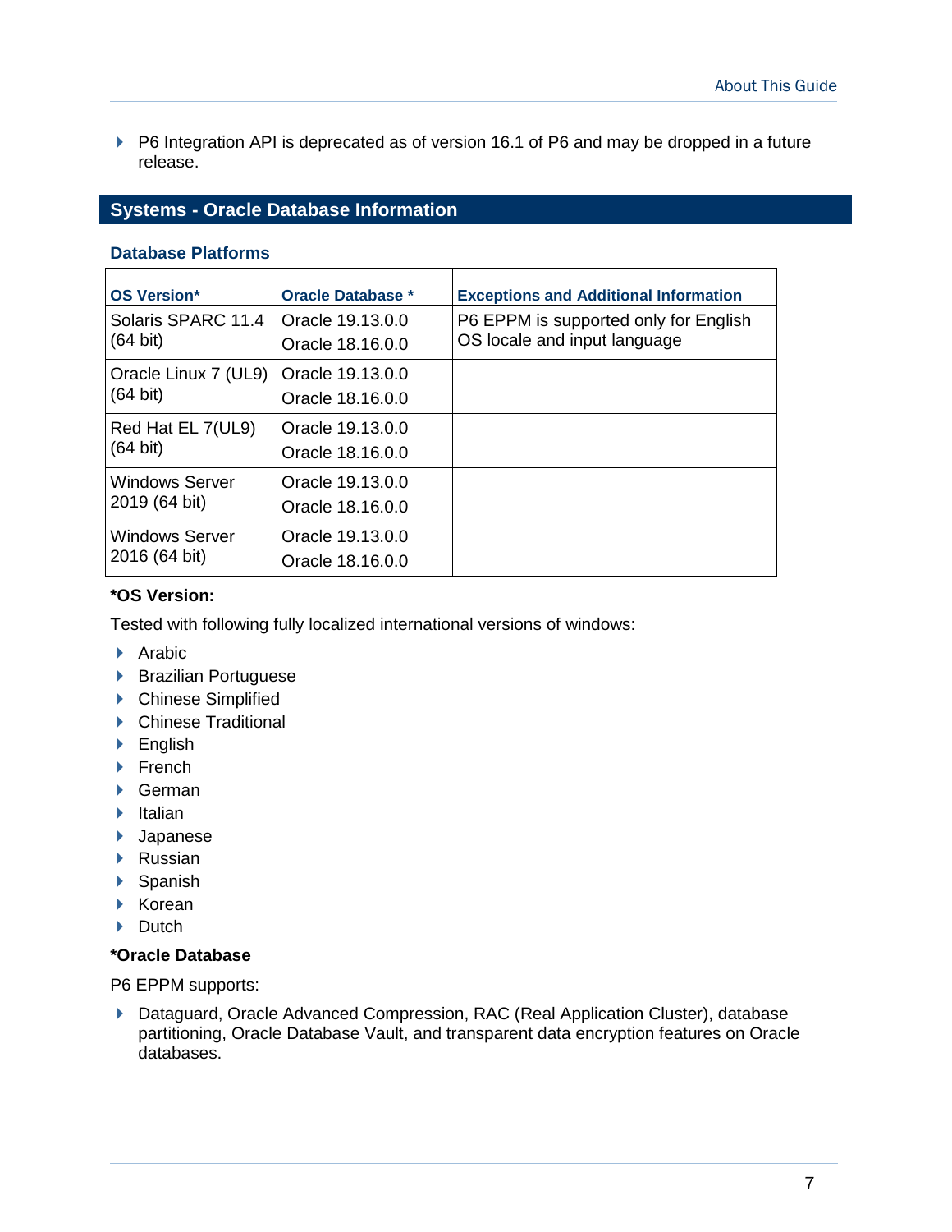- P6 Integration API is deprecated as of version 16.1 of P6 and may be dropped in a future release.

## Systems - Oracle Database Information

### Database Platforms

| OS Version* | Oracle Database * | Exceptions and Additional Information |
|---|---|---|
| Solaris SPARC 11.4 (64 bit) | Oracle 19.13.0.0<br>Oracle 18.16.0.0 | P6 EPPM is supported only for English OS locale and input language |
| Oracle Linux 7 (UL9) (64 bit) | Oracle 19.13.0.0<br>Oracle 18.16.0.0 | |
| Red Hat EL 7(UL9) (64 bit) | Oracle 19.13.0.0<br>Oracle 18.16.0.0 | |
| Windows Server 2019 (64 bit) | Oracle 19.13.0.0<br>Oracle 18.16.0.0 | |
| Windows Server 2016 (64 bit) | Oracle 19.13.0.0<br>Oracle 18.16.0.0 | |

**\*OS Version:**

Tested with following fully localized international versions of windows:

- Arabic
- Brazilian Portuguese
- Chinese Simplified
- Chinese Traditional
- English
- French
- German
- Italian
- Japanese
- Russian
- Spanish
- Korean
- Dutch

**\*Oracle Database**

P6 EPPM supports:

- Dataguard, Oracle Advanced Compression, RAC (Real Application Cluster), database partitioning, Oracle Database Vault, and transparent data encryption features on Oracle databases.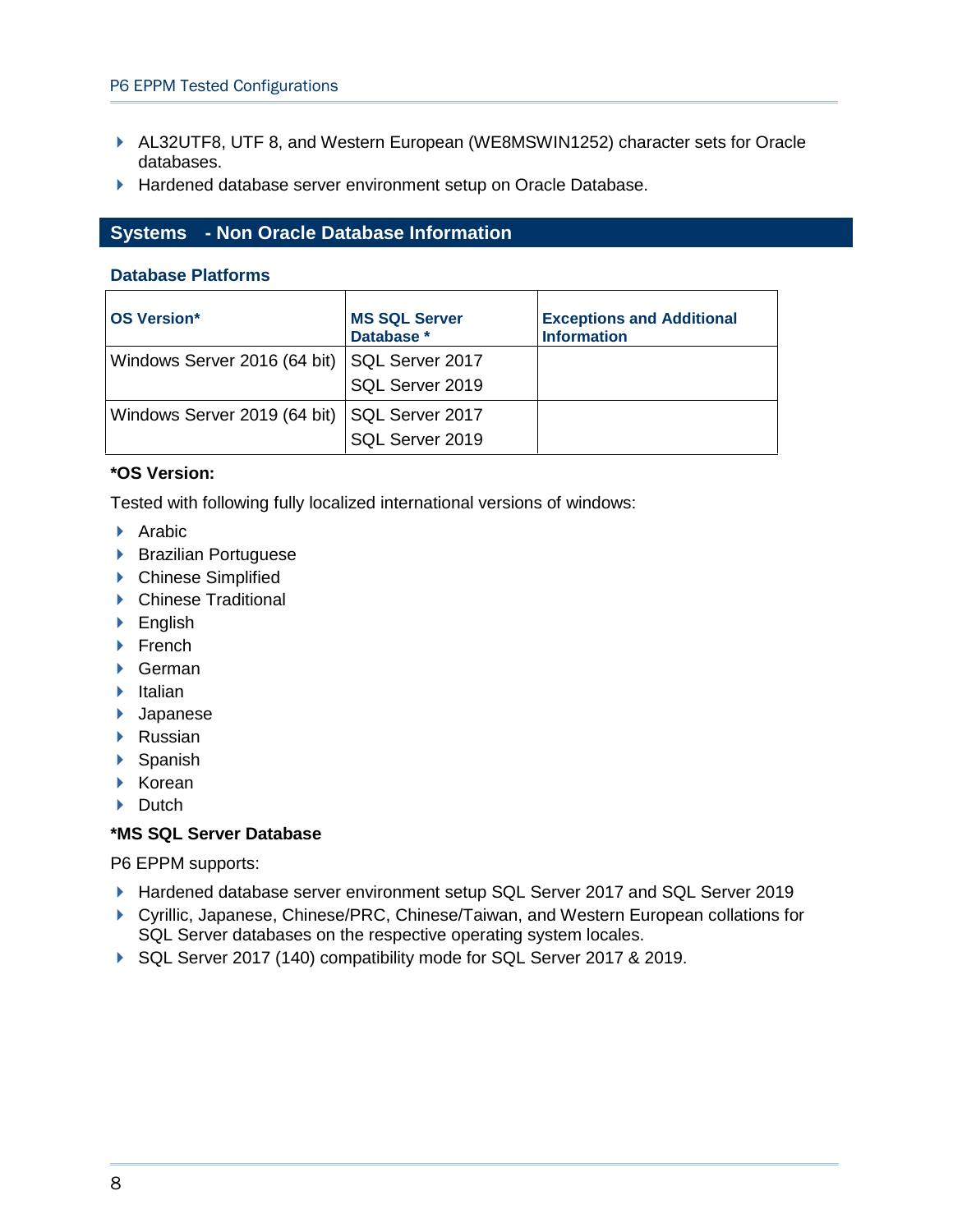- AL32UTF8, UTF 8, and Western European (WE8MSWIN1252) character sets for Oracle databases.
- Hardened database server environment setup on Oracle Database.

## Systems - Non Oracle Database Information

### Database Platforms

| OS Version* | MS SQL Server Database * | Exceptions and Additional Information |
|---|---|---|
| Windows Server 2016 (64 bit) | SQL Server 2017<br>SQL Server 2019 | |
| Windows Server 2019 (64 bit) | SQL Server 2017<br>SQL Server 2019 | |

**\*OS Version:**

Tested with following fully localized international versions of windows:

- Arabic
- Brazilian Portuguese
- Chinese Simplified
- Chinese Traditional
- English
- French
- German
- Italian
- Japanese
- Russian
- Spanish
- Korean
- Dutch

**\*MS SQL Server Database**

P6 EPPM supports:

- Hardened database server environment setup SQL Server 2017 and SQL Server 2019
- Cyrillic, Japanese, Chinese/PRC, Chinese/Taiwan, and Western European collations for SQL Server databases on the respective operating system locales.
- SQL Server 2017 (140) compatibility mode for SQL Server 2017 & 2019.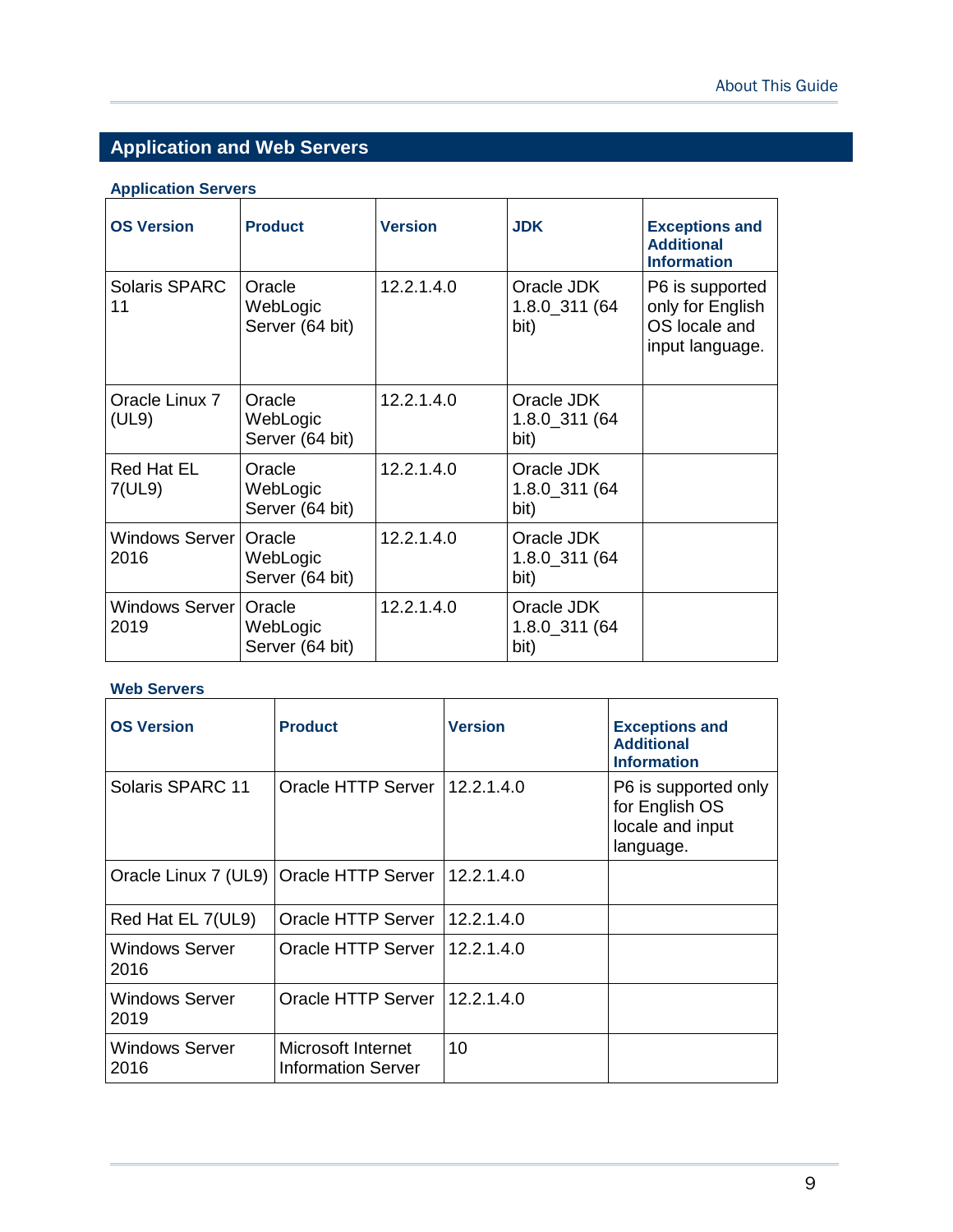## Application and Web Servers

### Application Servers

| OS Version | Product | Version | JDK | Exceptions and Additional Information |
|---|---|---|---|---|
| Solaris SPARC 11 | Oracle WebLogic Server (64 bit) | 12.2.1.4.0 | Oracle JDK 1.8.0_311 (64 bit) | P6 is supported only for English OS locale and input language. |
| Oracle Linux 7 (UL9) | Oracle WebLogic Server (64 bit) | 12.2.1.4.0 | Oracle JDK 1.8.0_311 (64 bit) | |
| Red Hat EL 7(UL9) | Oracle WebLogic Server (64 bit) | 12.2.1.4.0 | Oracle JDK 1.8.0_311 (64 bit) | |
| Windows Server 2016 | Oracle WebLogic Server (64 bit) | 12.2.1.4.0 | Oracle JDK 1.8.0_311 (64 bit) | |
| Windows Server 2019 | Oracle WebLogic Server (64 bit) | 12.2.1.4.0 | Oracle JDK 1.8.0_311 (64 bit) | |

### Web Servers

| OS Version | Product | Version | Exceptions and Additional Information |
|---|---|---|---|
| Solaris SPARC 11 | Oracle HTTP Server | 12.2.1.4.0 | P6 is supported only for English OS locale and input language. |
| Oracle Linux 7 (UL9) | Oracle HTTP Server | 12.2.1.4.0 | |
| Red Hat EL 7(UL9) | Oracle HTTP Server | 12.2.1.4.0 | |
| Windows Server 2016 | Oracle HTTP Server | 12.2.1.4.0 | |
| Windows Server 2019 | Oracle HTTP Server | 12.2.1.4.0 | |
| Windows Server 2016 | Microsoft Internet Information Server | 10 | |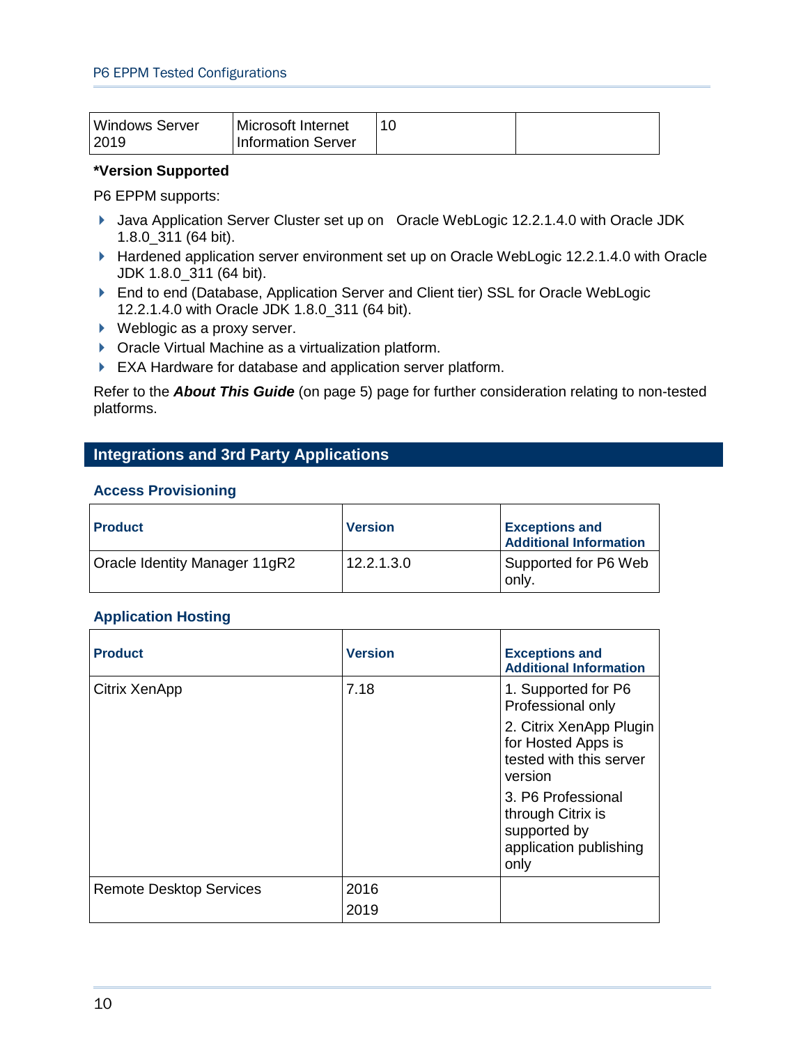| Windows Server 2019 | Microsoft Internet Information Server | 10 | |
|---|---|---|---|

**\*Version Supported**

P6 EPPM supports:

- Java Application Server Cluster set up on  Oracle WebLogic 12.2.1.4.0 with Oracle JDK 1.8.0_311 (64 bit).
- Hardened application server environment set up on Oracle WebLogic 12.2.1.4.0 with Oracle JDK 1.8.0_311 (64 bit).
- End to end (Database, Application Server and Client tier) SSL for Oracle WebLogic 12.2.1.4.0 with Oracle JDK 1.8.0_311 (64 bit).
- Weblogic as a proxy server.
- Oracle Virtual Machine as a virtualization platform.
- EXA Hardware for database and application server platform.

Refer to the ***About This Guide*** (on page 5) page for further consideration relating to non-tested platforms.

## Integrations and 3rd Party Applications

### Access Provisioning

| Product | Version | Exceptions and Additional Information |
|---|---|---|
| Oracle Identity Manager 11gR2 | 12.2.1.3.0 | Supported for P6 Web only. |

### Application Hosting

| Product | Version | Exceptions and Additional Information |
|---|---|---|
| Citrix XenApp | 7.18 | 1. Supported for P6 Professional only<br>2. Citrix XenApp Plugin for Hosted Apps is tested with this server version<br>3. P6 Professional through Citrix is supported by application publishing only |
| Remote Desktop Services | 2016<br>2019 | |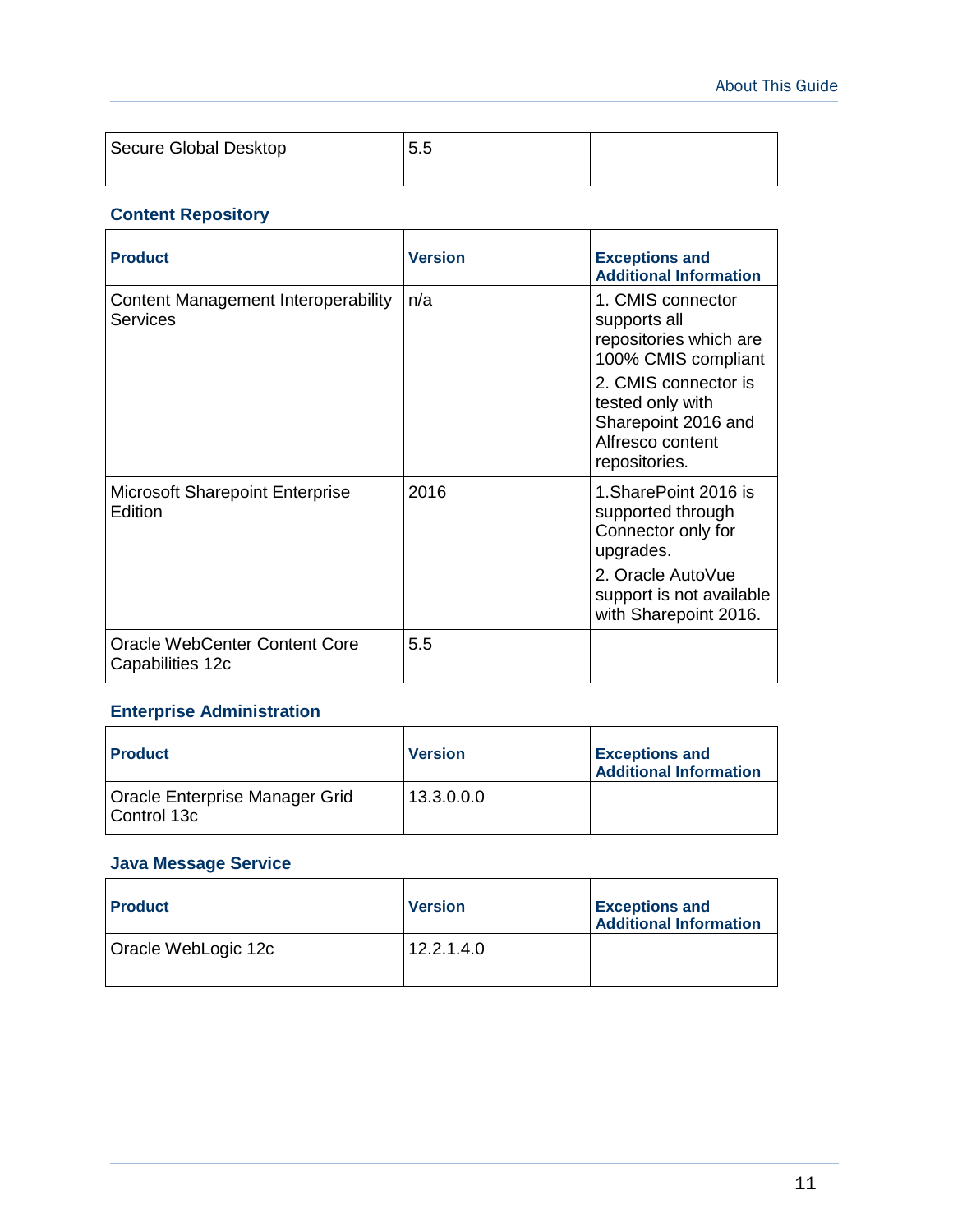| Secure Global Desktop | 5.5 | |
|---|---|---|

### Content Repository

| Product | Version | Exceptions and Additional Information |
|---|---|---|
| Content Management Interoperability Services | n/a | 1. CMIS connector supports all repositories which are 100% CMIS compliant<br>2. CMIS connector is tested only with Sharepoint 2016 and Alfresco content repositories. |
| Microsoft Sharepoint Enterprise Edition | 2016 | 1.SharePoint 2016 is supported through Connector only for upgrades.<br>2. Oracle AutoVue support is not available with Sharepoint 2016. |
| Oracle WebCenter Content Core Capabilities 12c | 5.5 | |

### Enterprise Administration

| Product | Version | Exceptions and Additional Information |
|---|---|---|
| Oracle Enterprise Manager Grid Control 13c | 13.3.0.0.0 | |

### Java Message Service

| Product | Version | Exceptions and Additional Information |
|---|---|---|
| Oracle WebLogic 12c | 12.2.1.4.0 | |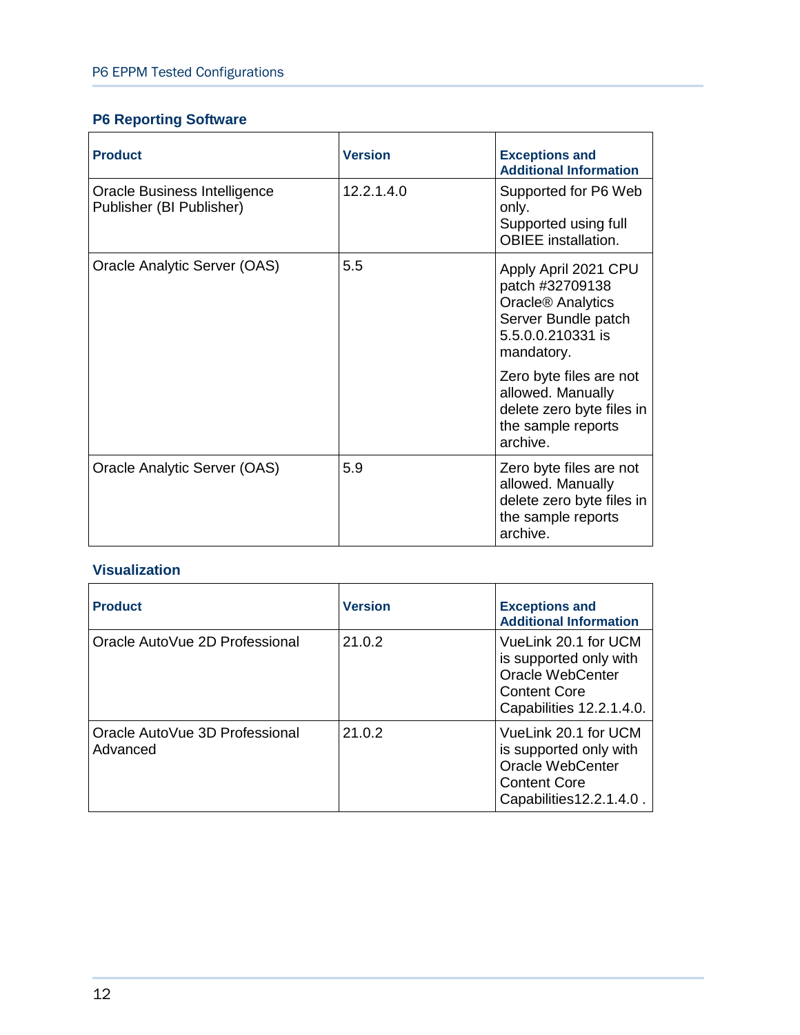## P6 Reporting Software

| Product | Version | Exceptions and Additional Information |
|---|---|---|
| Oracle Business Intelligence Publisher (BI Publisher) | 12.2.1.4.0 | Supported for P6 Web only. Supported using full OBIEE installation. |
| Oracle Analytic Server (OAS) | 5.5 | Apply April 2021 CPU patch #32709138 Oracle® Analytics Server Bundle patch 5.5.0.0.210331 is mandatory. Zero byte files are not allowed. Manually delete zero byte files in the sample reports archive. |
| Oracle Analytic Server (OAS) | 5.9 | Zero byte files are not allowed. Manually delete zero byte files in the sample reports archive. |

## Visualization

| Product | Version | Exceptions and Additional Information |
|---|---|---|
| Oracle AutoVue 2D Professional | 21.0.2 | VueLink 20.1 for UCM is supported only with Oracle WebCenter Content Core Capabilities 12.2.1.4.0. |
| Oracle AutoVue 3D Professional Advanced | 21.0.2 | VueLink 20.1 for UCM is supported only with Oracle WebCenter Content Core Capabilities12.2.1.4.0 . |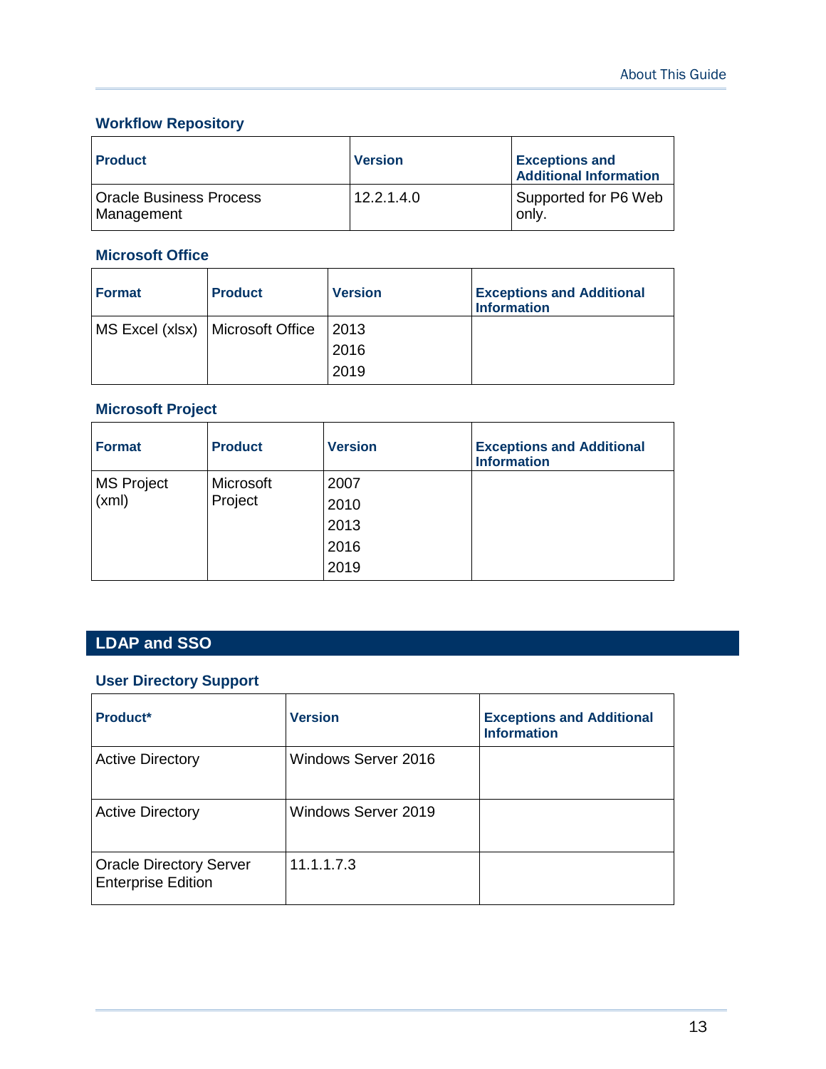### Workflow Repository

| Product | Version | Exceptions and Additional Information |
|---|---|---|
| Oracle Business Process Management | 12.2.1.4.0 | Supported for P6 Web only. |

### Microsoft Office

| Format | Product | Version | Exceptions and Additional Information |
|---|---|---|---|
| MS Excel (xlsx) | Microsoft Office | 2013<br>2016<br>2019 | |

### Microsoft Project

| Format | Product | Version | Exceptions and Additional Information |
|---|---|---|---|
| MS Project (xml) | Microsoft Project | 2007<br>2010<br>2013<br>2016<br>2019 | |

## LDAP and SSO

### User Directory Support

| Product* | Version | Exceptions and Additional Information |
|---|---|---|
| Active Directory | Windows Server 2016 | |
| Active Directory | Windows Server 2019 | |
| Oracle Directory Server Enterprise Edition | 11.1.1.7.3 | |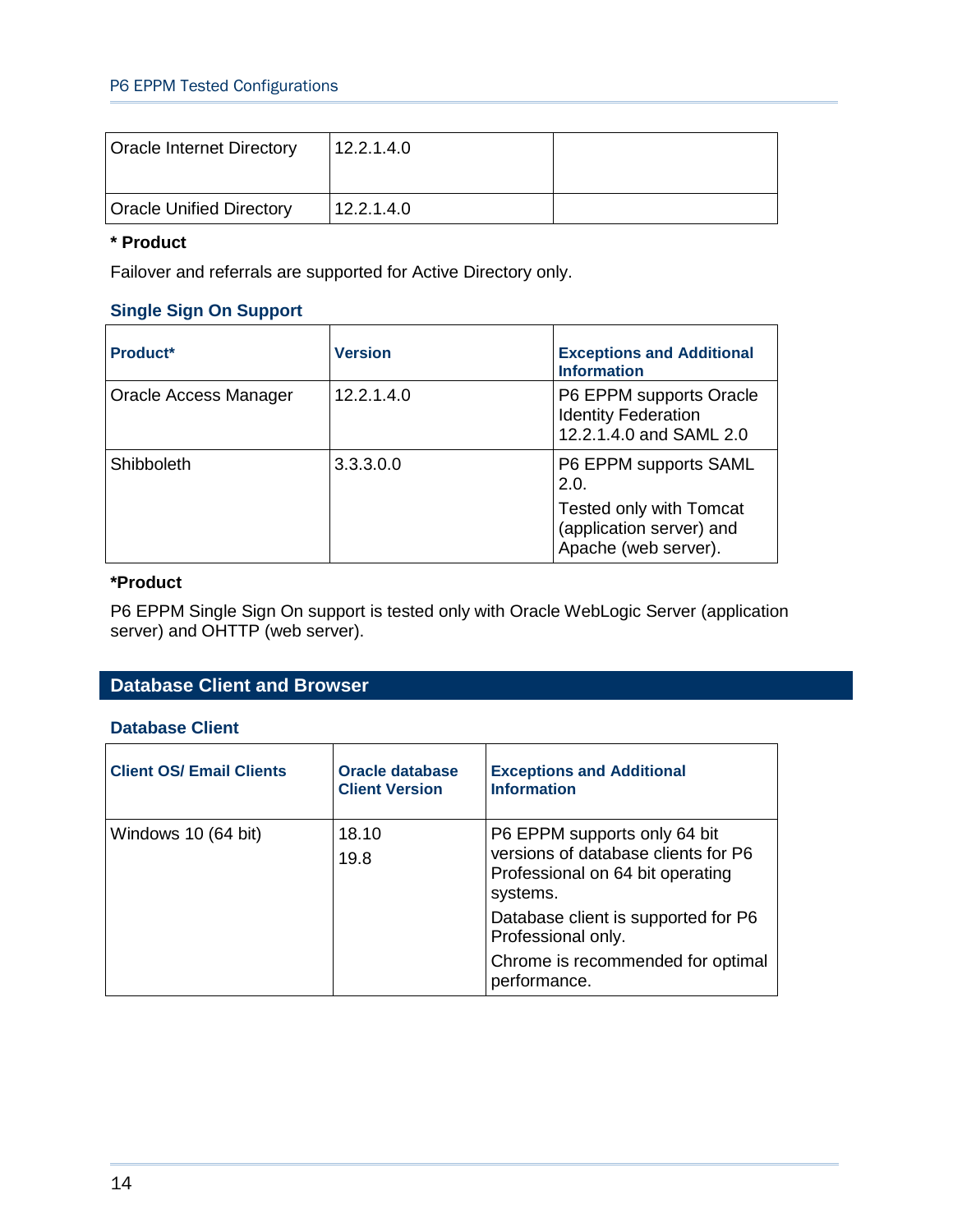| | | |
|---|---|---|
| Oracle Internet Directory | 12.2.1.4.0 | |
| Oracle Unified Directory | 12.2.1.4.0 | |

**\* Product**

Failover and referrals are supported for Active Directory only.

### Single Sign On Support

| Product* | Version | Exceptions and Additional Information |
|---|---|---|
| Oracle Access Manager | 12.2.1.4.0 | P6 EPPM supports Oracle Identity Federation 12.2.1.4.0 and SAML 2.0 |
| Shibboleth | 3.3.3.0.0 | P6 EPPM supports SAML 2.0. Tested only with Tomcat (application server) and Apache (web server). |

**\*Product**

P6 EPPM Single Sign On support is tested only with Oracle WebLogic Server (application server) and OHTTP (web server).

## Database Client and Browser

### Database Client

| Client OS/ Email Clients | Oracle database Client Version | Exceptions and Additional Information |
|---|---|---|
| Windows 10 (64 bit) | 18.10<br>19.8 | P6 EPPM supports only 64 bit versions of database clients for P6 Professional on 64 bit operating systems.<br>Database client is supported for P6 Professional only.<br>Chrome is recommended for optimal performance. |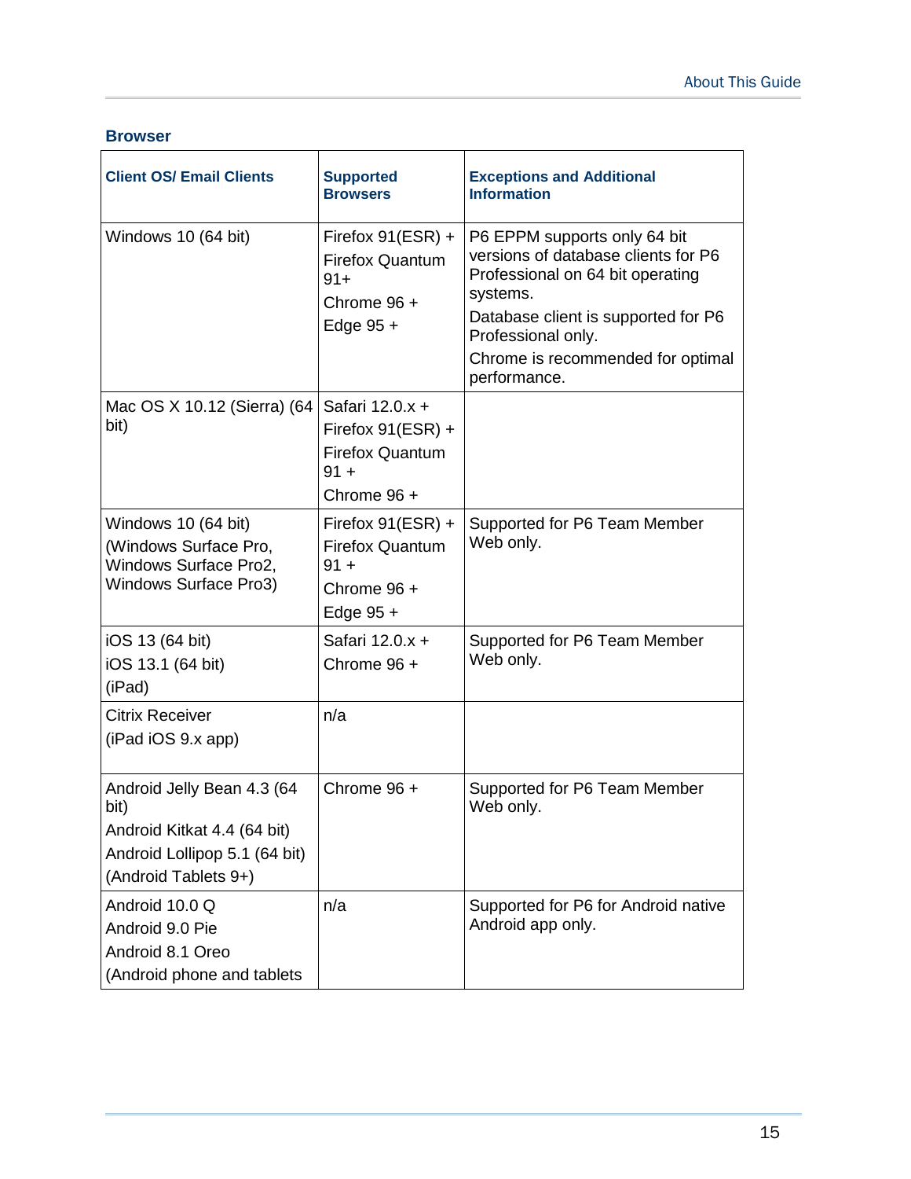### Browser

| Client OS/ Email Clients | Supported Browsers | Exceptions and Additional Information |
| --- | --- | --- |
| Windows 10 (64 bit) | Firefox 91(ESR) +<br>Firefox Quantum 91+<br>Chrome 96 +<br>Edge 95 + | P6 EPPM supports only 64 bit versions of database clients for P6 Professional on 64 bit operating systems.<br>Database client is supported for P6 Professional only.<br>Chrome is recommended for optimal performance. |
| Mac OS X 10.12 (Sierra) (64 bit) | Safari 12.0.x +<br>Firefox 91(ESR) +<br>Firefox Quantum 91 +<br>Chrome 96 + | |
| Windows 10 (64 bit)<br>(Windows Surface Pro, Windows Surface Pro2, Windows Surface Pro3) | Firefox 91(ESR) +<br>Firefox Quantum 91 +<br>Chrome 96 +<br>Edge 95 + | Supported for P6 Team Member Web only. |
| iOS 13 (64 bit)<br>iOS 13.1 (64 bit)<br>(iPad) | Safari 12.0.x +<br>Chrome 96 + | Supported for P6 Team Member Web only. |
| Citrix Receiver<br>(iPad iOS 9.x app) | n/a | |
| Android Jelly Bean 4.3 (64 bit)<br>Android Kitkat 4.4 (64 bit)<br>Android Lollipop 5.1 (64 bit)<br>(Android Tablets 9+) | Chrome 96 + | Supported for P6 Team Member Web only. |
| Android 10.0 Q<br>Android 9.0 Pie<br>Android 8.1 Oreo<br>(Android phone and tablets | n/a | Supported for P6 for Android native Android app only. |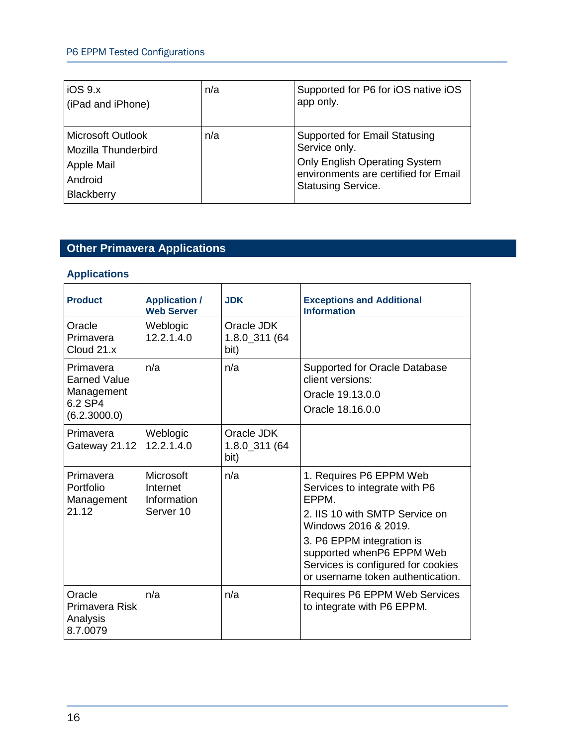| | | |
|---|---|---|
| iOS 9.x<br>(iPad and iPhone) | n/a | Supported for P6 for iOS native iOS app only. |
| Microsoft Outlook<br>Mozilla Thunderbird<br>Apple Mail<br>Android<br>Blackberry | n/a | Supported for Email Statusing Service only.<br>Only English Operating System environments are certified for Email Statusing Service. |

## Other Primavera Applications

### Applications

| Product | Application / Web Server | JDK | Exceptions and Additional Information |
|---|---|---|---|
| Oracle Primavera Cloud 21.x | Weblogic 12.2.1.4.0 | Oracle JDK 1.8.0_311 (64 bit) | |
| Primavera Earned Value Management 6.2 SP4 (6.2.3000.0) | n/a | n/a | Supported for Oracle Database client versions:<br>Oracle 19.13.0.0<br>Oracle 18.16.0.0 |
| Primavera Gateway 21.12 | Weblogic 12.2.1.4.0 | Oracle JDK 1.8.0_311 (64 bit) | |
| Primavera Portfolio Management 21.12 | Microsoft Internet Information Server 10 | n/a | 1. Requires P6 EPPM Web Services to integrate with P6 EPPM.<br>2. IIS 10 with SMTP Service on Windows 2016 & 2019.<br>3. P6 EPPM integration is supported whenP6 EPPM Web Services is configured for cookies or username token authentication. |
| Oracle Primavera Risk Analysis 8.7.0079 | n/a | n/a | Requires P6 EPPM Web Services to integrate with P6 EPPM. |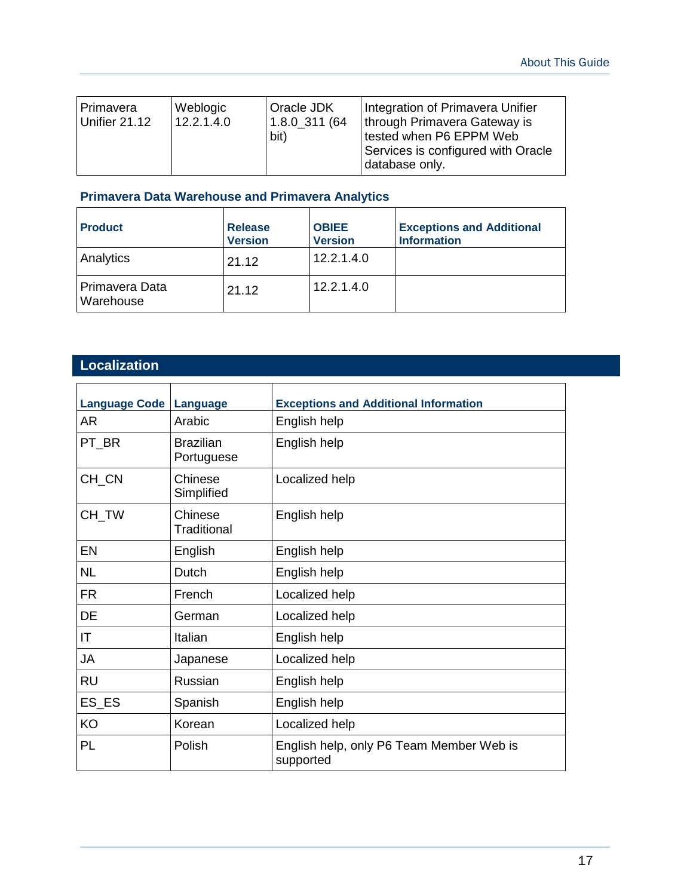| Primavera Unifier 21.12 | Weblogic 12.2.1.4.0 | Oracle JDK 1.8.0_311 (64 bit) | Integration of Primavera Unifier through Primavera Gateway is tested when P6 EPPM Web Services is configured with Oracle database only. |
| --- | --- | --- | --- |

### Primavera Data Warehouse and Primavera Analytics

| Product | Release Version | OBIEE Version | Exceptions and Additional Information |
| --- | --- | --- | --- |
| Analytics | 21.12 | 12.2.1.4.0 | |
| Primavera Data Warehouse | 21.12 | 12.2.1.4.0 | |

## Localization

| Language Code | Language | Exceptions and Additional Information |
| --- | --- | --- |
| AR | Arabic | English help |
| PT_BR | Brazilian Portuguese | English help |
| CH_CN | Chinese Simplified | Localized help |
| CH_TW | Chinese Traditional | English help |
| EN | English | English help |
| NL | Dutch | English help |
| FR | French | Localized help |
| DE | German | Localized help |
| IT | Italian | English help |
| JA | Japanese | Localized help |
| RU | Russian | English help |
| ES_ES | Spanish | English help |
| KO | Korean | Localized help |
| PL | Polish | English help, only P6 Team Member Web is supported |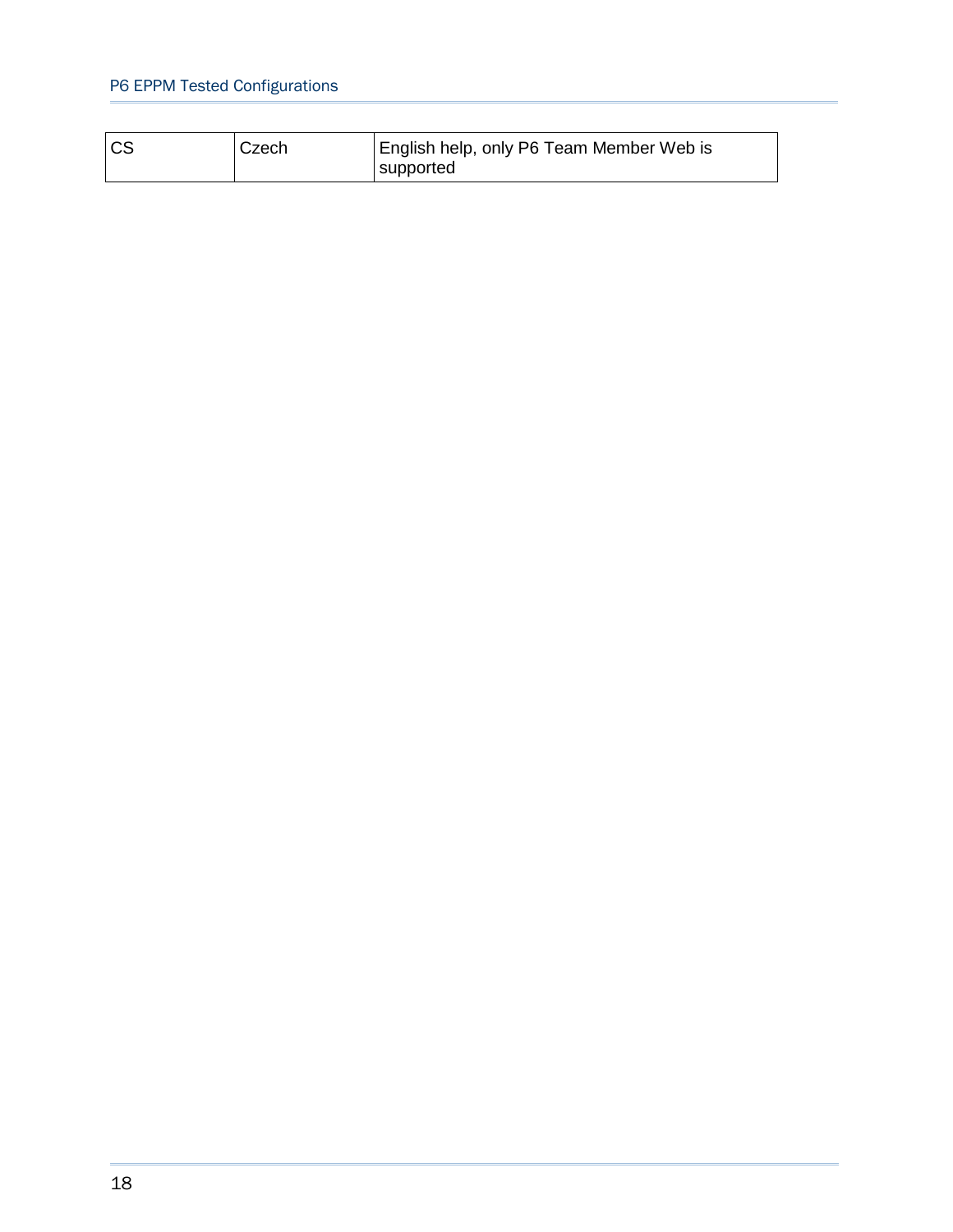| CS | Czech | English help, only P6 Team Member Web is supported |
| --- | --- | --- |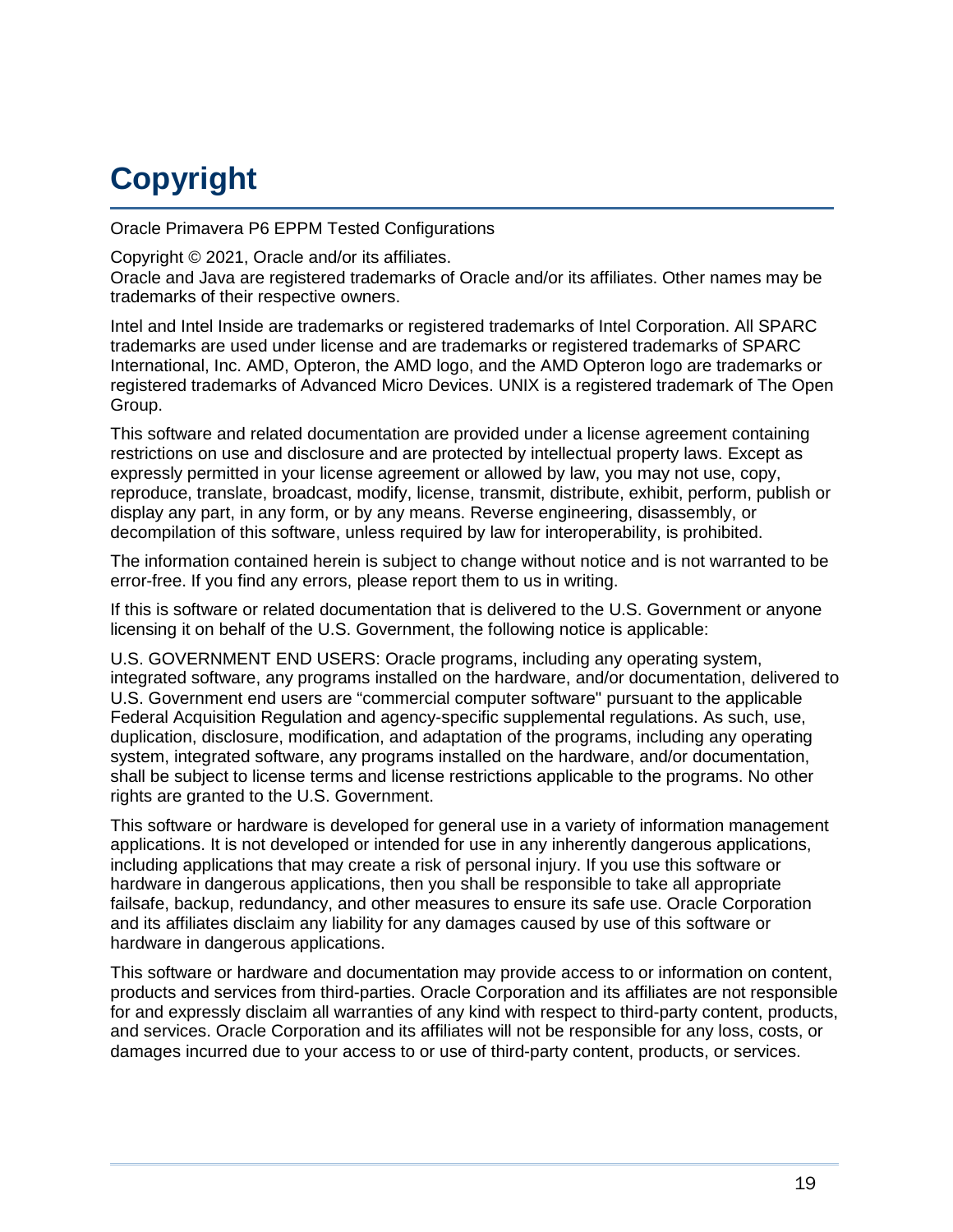# Copyright

Oracle Primavera P6 EPPM Tested Configurations

Copyright © 2021, Oracle and/or its affiliates.
Oracle and Java are registered trademarks of Oracle and/or its affiliates. Other names may be trademarks of their respective owners.

Intel and Intel Inside are trademarks or registered trademarks of Intel Corporation. All SPARC trademarks are used under license and are trademarks or registered trademarks of SPARC International, Inc. AMD, Opteron, the AMD logo, and the AMD Opteron logo are trademarks or registered trademarks of Advanced Micro Devices. UNIX is a registered trademark of The Open Group.

This software and related documentation are provided under a license agreement containing restrictions on use and disclosure and are protected by intellectual property laws. Except as expressly permitted in your license agreement or allowed by law, you may not use, copy, reproduce, translate, broadcast, modify, license, transmit, distribute, exhibit, perform, publish or display any part, in any form, or by any means. Reverse engineering, disassembly, or decompilation of this software, unless required by law for interoperability, is prohibited.

The information contained herein is subject to change without notice and is not warranted to be error-free. If you find any errors, please report them to us in writing.

If this is software or related documentation that is delivered to the U.S. Government or anyone licensing it on behalf of the U.S. Government, the following notice is applicable:

U.S. GOVERNMENT END USERS: Oracle programs, including any operating system, integrated software, any programs installed on the hardware, and/or documentation, delivered to U.S. Government end users are "commercial computer software" pursuant to the applicable Federal Acquisition Regulation and agency-specific supplemental regulations. As such, use, duplication, disclosure, modification, and adaptation of the programs, including any operating system, integrated software, any programs installed on the hardware, and/or documentation, shall be subject to license terms and license restrictions applicable to the programs. No other rights are granted to the U.S. Government.

This software or hardware is developed for general use in a variety of information management applications. It is not developed or intended for use in any inherently dangerous applications, including applications that may create a risk of personal injury. If you use this software or hardware in dangerous applications, then you shall be responsible to take all appropriate failsafe, backup, redundancy, and other measures to ensure its safe use. Oracle Corporation and its affiliates disclaim any liability for any damages caused by use of this software or hardware in dangerous applications.

This software or hardware and documentation may provide access to or information on content, products and services from third-parties. Oracle Corporation and its affiliates are not responsible for and expressly disclaim all warranties of any kind with respect to third-party content, products, and services. Oracle Corporation and its affiliates will not be responsible for any loss, costs, or damages incurred due to your access to or use of third-party content, products, or services.